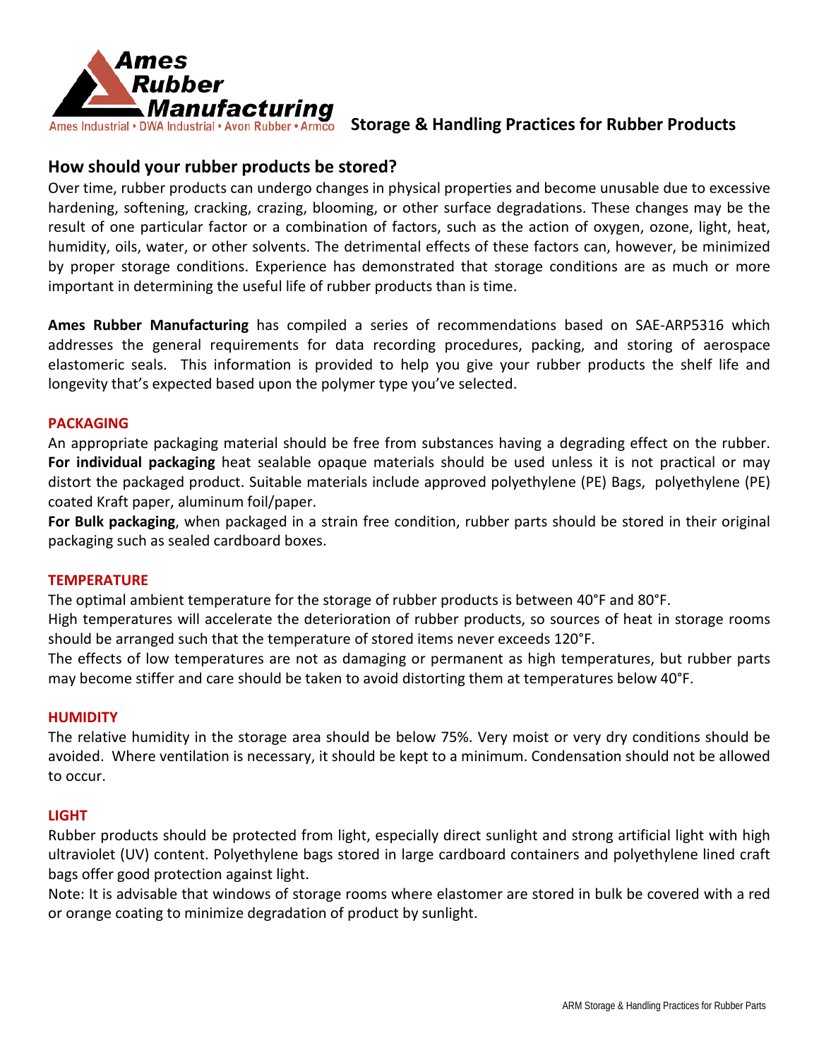Ames Rubber Manufacturing

Ames Industrial • DWA Industrial • Avon Rubber • Armco

# Storage & Handling Practices for Rubber Products

## How should your rubber products be stored?

Over time, rubber products can undergo changes in physical properties and become unusable due to excessive hardening, softening, cracking, crazing, blooming, or other surface degradations. These changes may be the result of one particular factor or a combination of factors, such as the action of oxygen, ozone, light, heat, humidity, oils, water, or other solvents. The detrimental effects of these factors can, however, be minimized by proper storage conditions. Experience has demonstrated that storage conditions are as much or more important in determining the useful life of rubber products than is time.

**Ames Rubber Manufacturing** has compiled a series of recommendations based on SAE-ARP5316 which addresses the general requirements for data recording procedures, packing, and storing of aerospace elastomeric seals. This information is provided to help you give your rubber products the shelf life and longevity that's expected based upon the polymer type you've selected.

### PACKAGING

An appropriate packaging material should be free from substances having a degrading effect on the rubber. **For individual packaging** heat sealable opaque materials should be used unless it is not practical or may distort the packaged product. Suitable materials include approved polyethylene (PE) Bags, polyethylene (PE) coated Kraft paper, aluminum foil/paper.

**For Bulk packaging**, when packaged in a strain free condition, rubber parts should be stored in their original packaging such as sealed cardboard boxes.

### TEMPERATURE

The optimal ambient temperature for the storage of rubber products is between 40°F and 80°F.

High temperatures will accelerate the deterioration of rubber products, so sources of heat in storage rooms should be arranged such that the temperature of stored items never exceeds 120°F.

The effects of low temperatures are not as damaging or permanent as high temperatures, but rubber parts may become stiffer and care should be taken to avoid distorting them at temperatures below 40°F.

### HUMIDITY

The relative humidity in the storage area should be below 75%. Very moist or very dry conditions should be avoided. Where ventilation is necessary, it should be kept to a minimum. Condensation should not be allowed to occur.

### LIGHT

Rubber products should be protected from light, especially direct sunlight and strong artificial light with high ultraviolet (UV) content. Polyethylene bags stored in large cardboard containers and polyethylene lined craft bags offer good protection against light.

Note: It is advisable that windows of storage rooms where elastomer are stored in bulk be covered with a red or orange coating to minimize degradation of product by sunlight.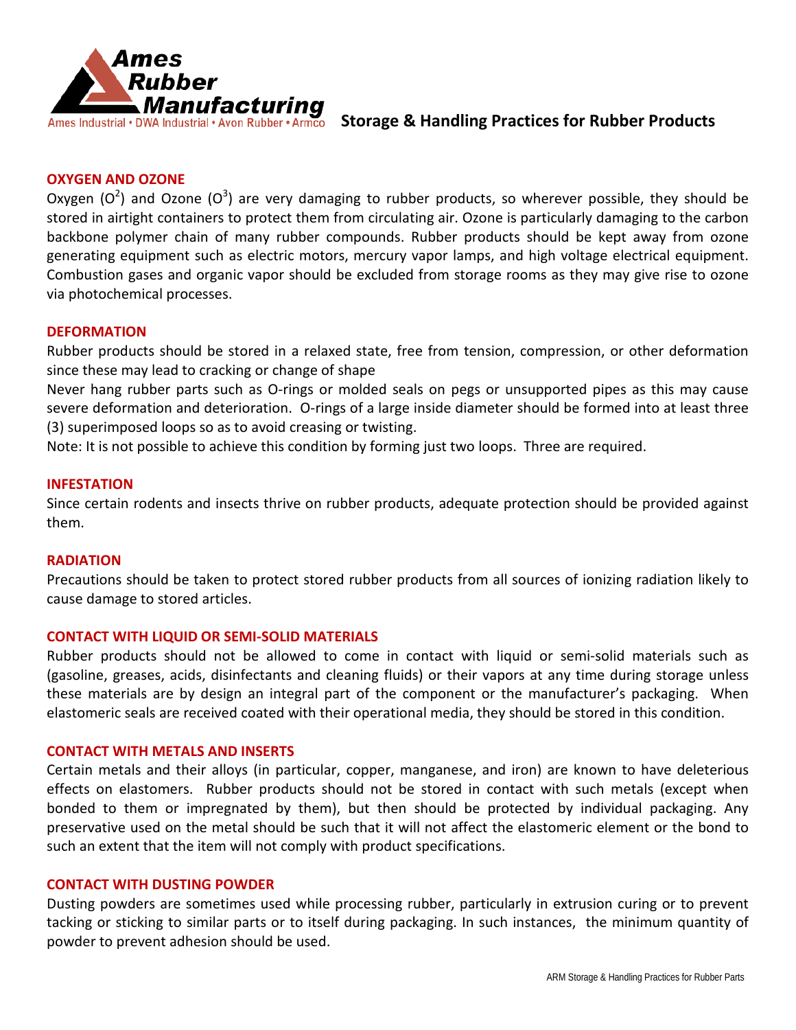**Ames Rubber Manufacturing**
Ames Industrial • DWA Industrial • Avon Rubber • Armco

**Storage & Handling Practices for Rubber Products**

## OXYGEN AND OZONE

Oxygen ($O^2$) and Ozone ($O^3$) are very damaging to rubber products, so wherever possible, they should be stored in airtight containers to protect them from circulating air. Ozone is particularly damaging to the carbon backbone polymer chain of many rubber compounds. Rubber products should be kept away from ozone generating equipment such as electric motors, mercury vapor lamps, and high voltage electrical equipment. Combustion gases and organic vapor should be excluded from storage rooms as they may give rise to ozone via photochemical processes.

## DEFORMATION

Rubber products should be stored in a relaxed state, free from tension, compression, or other deformation since these may lead to cracking or change of shape

Never hang rubber parts such as O-rings or molded seals on pegs or unsupported pipes as this may cause severe deformation and deterioration. O-rings of a large inside diameter should be formed into at least three (3) superimposed loops so as to avoid creasing or twisting.

Note: It is not possible to achieve this condition by forming just two loops. Three are required.

## INFESTATION

Since certain rodents and insects thrive on rubber products, adequate protection should be provided against them.

## RADIATION

Precautions should be taken to protect stored rubber products from all sources of ionizing radiation likely to cause damage to stored articles.

## CONTACT WITH LIQUID OR SEMI-SOLID MATERIALS

Rubber products should not be allowed to come in contact with liquid or semi-solid materials such as (gasoline, greases, acids, disinfectants and cleaning fluids) or their vapors at any time during storage unless these materials are by design an integral part of the component or the manufacturer's packaging. When elastomeric seals are received coated with their operational media, they should be stored in this condition.

## CONTACT WITH METALS AND INSERTS

Certain metals and their alloys (in particular, copper, manganese, and iron) are known to have deleterious effects on elastomers. Rubber products should not be stored in contact with such metals (except when bonded to them or impregnated by them), but then should be protected by individual packaging. Any preservative used on the metal should be such that it will not affect the elastomeric element or the bond to such an extent that the item will not comply with product specifications.

## CONTACT WITH DUSTING POWDER

Dusting powders are sometimes used while processing rubber, particularly in extrusion curing or to prevent tacking or sticking to similar parts or to itself during packaging. In such instances, the minimum quantity of powder to prevent adhesion should be used.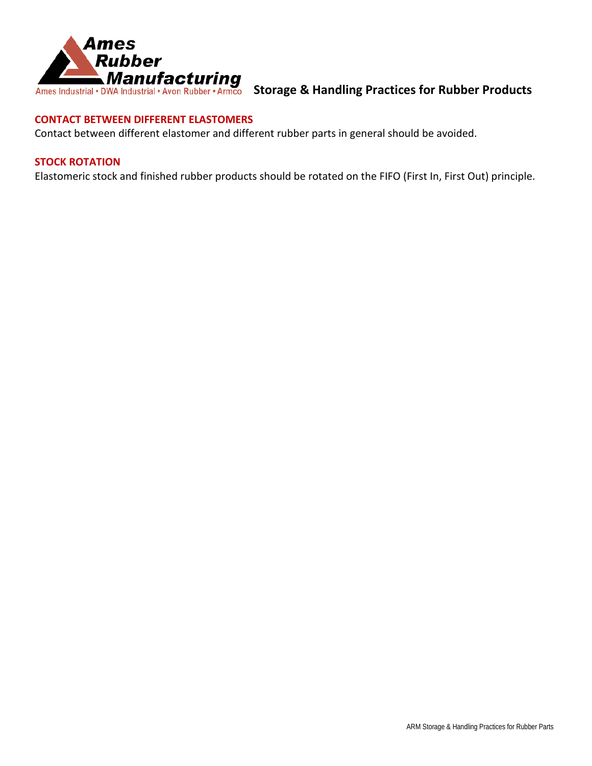## CONTACT BETWEEN DIFFERENT ELASTOMERS

Contact between different elastomer and different rubber parts in general should be avoided.

## STOCK ROTATION

Elastomeric stock and finished rubber products should be rotated on the FIFO (First In, First Out) principle.